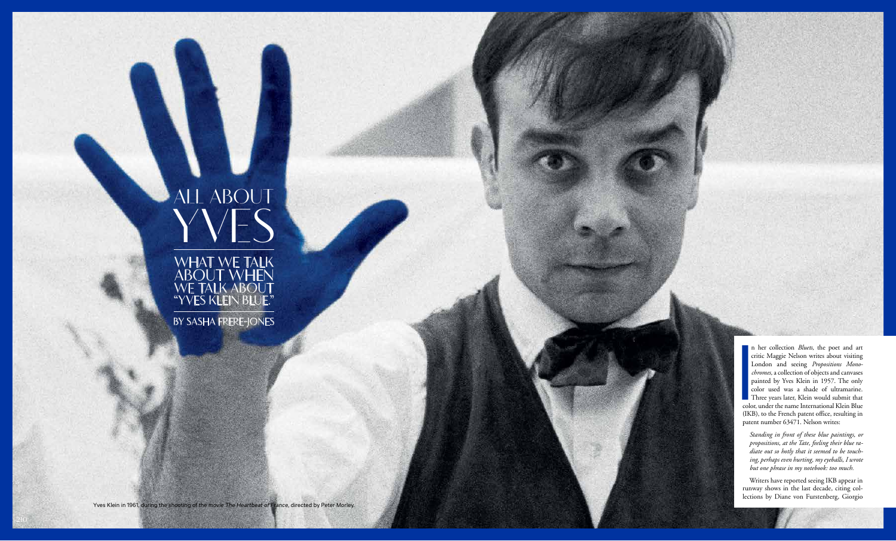# ALL ABOUT YVES

## WHAT WE TALK ABOUT WHEN WE TALK ABOUT "YVES KLEIN BLUE."

BY SASHA FRERE-JONES

Yves Klein in 1961, during the shooting of the movie *The Heartbeat of France*, directed by Peter Morley.

In her collection *Bluets*, the poet and art critic Maggie Nelson writes about visiting London and seeing *Propositions Monochromes*, a collection of objects and canvases painted by Yves Klein in 1957. The only color used was a shade of ultramarine. Three years later, Klein would submit that color, under the name International Klein Blue (IKB), to the French patent office, resulting in patent number 63471. Nelson writes:

> *Standing in front of these blue paintings, or propositions, at the Tate, feeling their blue radiate out so hotly that it seemed to be touching, perhaps even hurting, my eyeballs, I wrote but one phrase in my notebook: too much.*

Writers have reported seeing IKB appear in runway shows in the last decade, citing collections by Diane von Furstenberg, Giorgio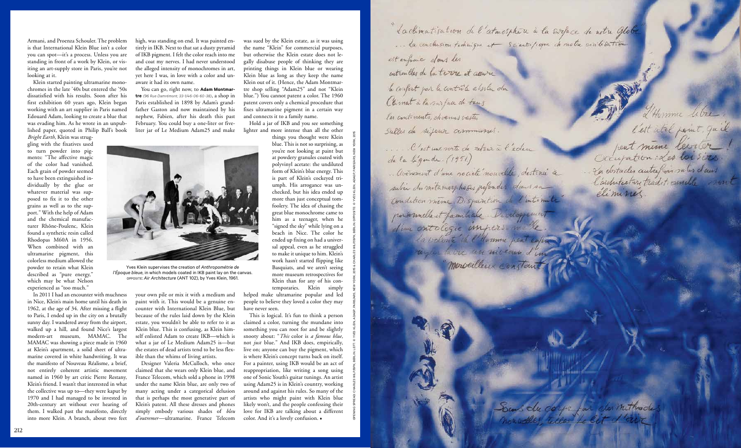Armani, and Proenza Schouler. The problem is that International Klein Blue isn't a color you can spot—it's a process. Unless you are standing in front of a work by Klein, or visiting an art-supply store in Paris, you're not looking at it.

Klein started painting ultramarine monochromes in the late '40s but entered the '50s dissatisfied with his results. Soon after his first exhibition 60 years ago, Klein began working with an art supplier in Paris named Edouard Adam, looking to create a blue that was evading him. As he wrote in an unpublished paper, quoted in Philip Ball's book *Bright Earth*, Klein was struggling with the fixatives used to turn powder into pigments: "The affective magic of the color had vanished. Each grain of powder seemed to have been extinguished individually by the glue or whatever material was supposed to fix it to the other grains as well as to the support." With the help of Adam and the chemical manufacturer Rhône-Poulenc, Klein found a synthetic resin called Rhodopas M60A in 1956. When combined with an ultramarine pigment, this colorless medium allowed the powder to retain what Klein described as "pure energy," which may be what Nelson experienced as "too much."

In 2011 I had an encounter with muchness in Nice, Klein's main home until his death in 1962, at the age of 34. After missing a flight to Paris, I ended up in the city on a brutally sunny day. I wandered away from the airport, walked up a hill, and found Nice's largest modern-art museum, MAMAC. The MAMAC was showing a piece made in 1960 at Klein's apartment, a solid sheet of ultramarine covered in white handwriting. It was the manifesto of Nouveau Réalisme, a brief, not entirely coherent artistic movement named in 1960 by art critic Pierre Restany, Klein's friend. I wasn't that interested in what the collective was up to—they were kaput by 1970 and I had managed to be invested in 20th-century art without ever hearing of them. I walked past the manifesto, directly into more Klein. A branch, about two feet high, was standing on end. It was painted entirely in IKB. Next to that sat a dusty pyramid of IKB pigment. I felt the color reach into me and coat my nerves. I had never understood the alleged intensity of monochromes in art, yet here I was, in love with a color and unaware it had its own name.

You can go, right now, to **Adam Montmartre** *(96 Rue Damrémont; 33-1/46-06-60-38)*, a shop in Paris established in 1898 by Adam's grandfather Gaston and now maintained by his nephew, Fabien, after his death this past February. You could buy a one-liter or five-liter jar of Le Medium Adam25 and make your own pile or mix it with a medium and paint with it. This would be a genuine encounter with International Klein Blue, but because of the rules laid down by the Klein estate, you wouldn't be able to refer to it as Klein blue. This is confusing, as Klein himself enlisted Adam to create IKB—which is what a jar of Le Medium Adam25 is—but the estates of dead artists tend to be less flexible than the whims of living artists.

Designer Valeria McCulloch, who once claimed that she wears only Klein blue, and France Telecom, which sold a phone in 1998 under the name Klein blue, are only two of many acting under a categorical delusion that is perhaps the most generative part of Klein's patent. All these dresses and phones simply embody various shades of *bleu d'outremer*—ultramarine. France Telecom was sued by the Klein estate, as it was using the name "Klein" for commercial purposes, but otherwise the Klein estate does not legally disabuse people of thinking they are printing things in Klein blue or wearing Klein blue as long as they keep the name Klein out of it. (Hence, the Adam Montmartre shop selling "Adam25" and not "Klein blue.") You cannot patent a color. The 1960 patent covers only a chemical procedure that fixes ultramarine pigment in a certain way and connects it to a family name.

Hold a jar of IKB and you see something lighter and more intense than all the other things you thought were Klein blue. This is not so surprising, as you're not looking at paint but at powdery granules coated with polyvinyl acetate: the undiluted form of Klein's blue energy. This is part of Klein's cockeyed triumph. His arrogance was unchecked, but his idea ended up more than just conceptual tomfoolery. The idea of chasing the great blue monochrome came to him as a teenager, when he "signed the sky" while lying on a beach in Nice. The color he ended up fixing on had a universal appeal, even as he struggled to make it unique to him. Klein's work hasn't started flipping like Basquiats, and we aren't seeing more museum retrospectives for Klein than for any of his contemporaries. Klein simply helped make ultramarine popular and led people to believe they loved a color they may have never seen.

This is logical. It's fun to think a person claimed a color, turning the mundane into something you can root for and be slightly snooty about: "*This* color is *a famous blue*, not *just* blue." And IKB does, empirically, live on; anyone can buy the pigment, which is where Klein's concept turns back on itself. For a painter, using IKB would be an act of reappropriation, like writing a song using one of Sonic Youth's guitar tunings. An artist using Adam25 is in Klein's country, working around and against his rules. So many of the artists who might paint with Klein blue likely won't, and the people confessing their love for IKB are talking about a different color. And it's a lovely confusion. ♦

Yves Klein supervises the creation of *Anthropométrie de l'Époque bleue*, in which models coated in IKB paint lay on the canvas. OPPOSITE: *Air Architecture* (ANT 102), by Yves Klein, 1961.

OPENING SPREAD: CHARLES WILP/BPK, BERLIN. LEFT: © YVES KLEIN, ADAGP, PARIS/ARS, NEW YORK, 2015 & CHARLES WILP/BPK, BERLIN. OPPOSITE: © YVES KLEIN, ADAGP, PARIS/ARS, NEW YORK, 2015